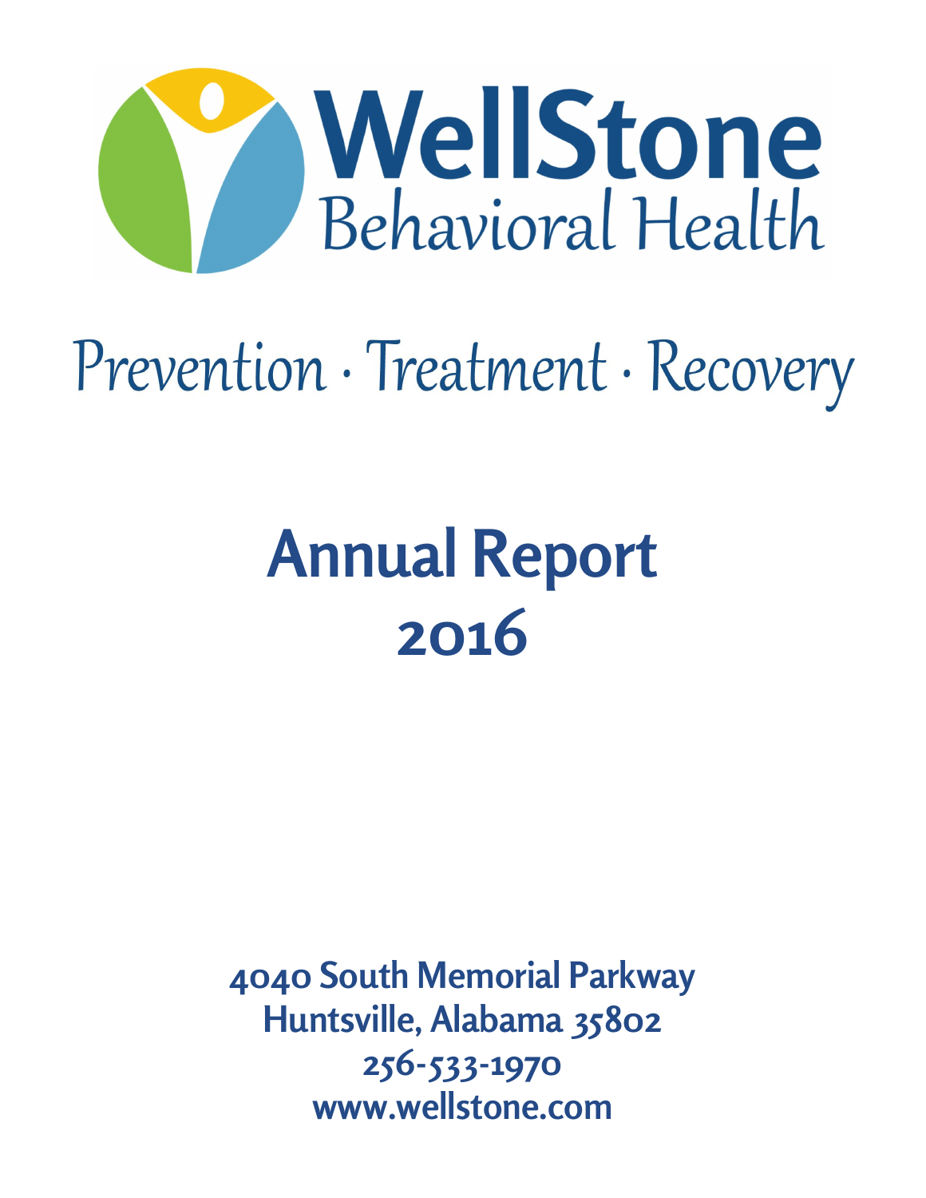# WellStone
## Behavioral Health

Prevention · Treatment · Recovery

# Annual Report 2016

**4040 South Memorial Parkway**
**Huntsville, Alabama 35802**
**256-533-1970**
**www.wellstone.com**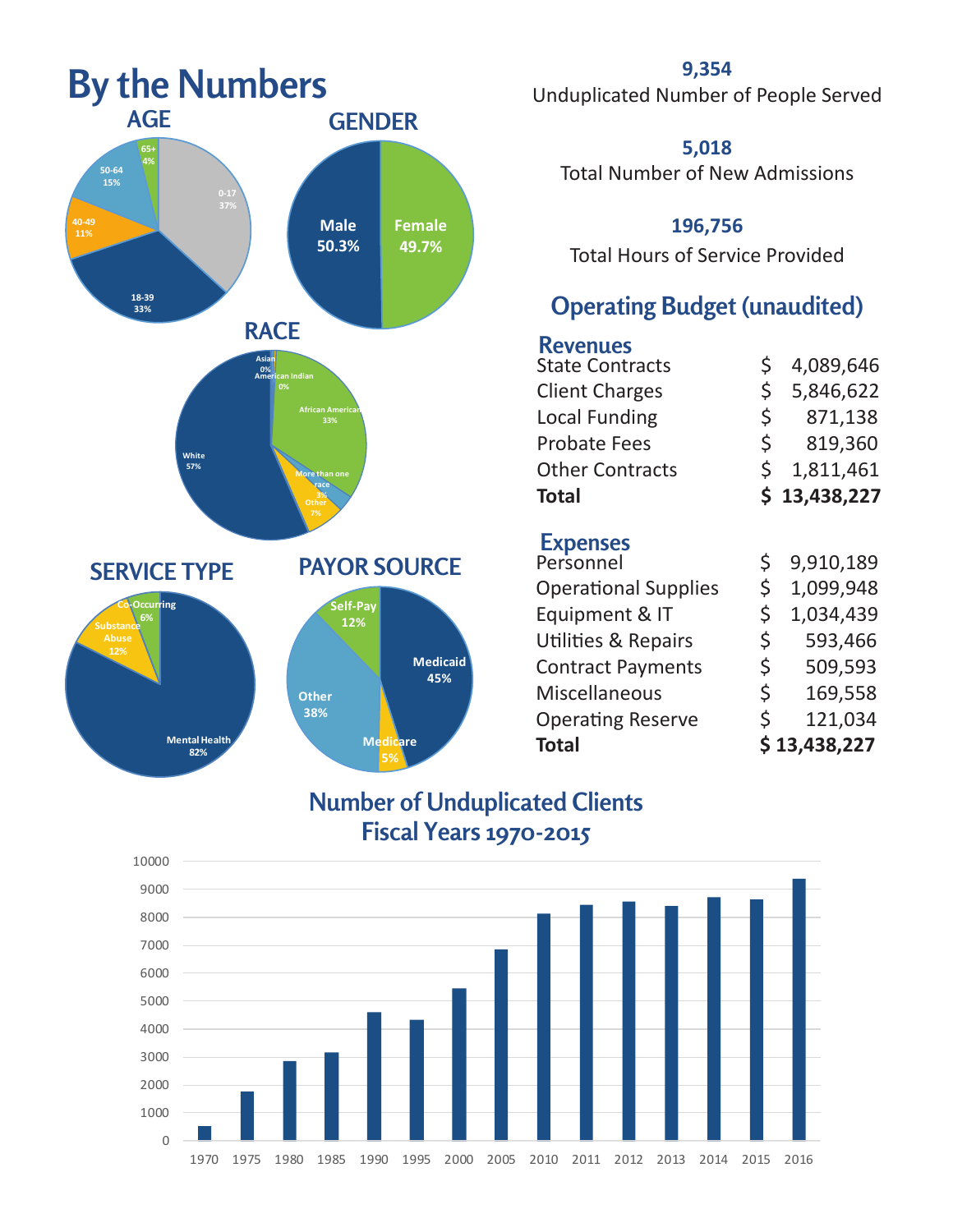# By the Numbers

## AGE

- 0-17: 37%
- 18-39: 33%
- 40-49: 11%
- 50-64: 15%
- 65+: 4%

## GENDER

- Male: 50.3%
- Female: 49.7%

## RACE

- Asian: 0%
- American Indian: 0%
- African American: 33%
- More than one race: 3%
- Other: 7%
- White: 57%

## SERVICE TYPE

- Co-Occurring: 6%
- Substance Abuse: 12%
- Mental Health: 82%

## PAYOR SOURCE

- Self-Pay: 12%
- Medicaid: 45%
- Medicare: 5%
- Other: 38%

**9,354**
Unduplicated Number of People Served

**5,018**
Total Number of New Admissions

**196,756**
Total Hours of Service Provided

## Operating Budget (unaudited)

### Revenues

| | |
|---|---|
| State Contracts | $ 4,089,646 |
| Client Charges | $ 5,846,622 |
| Local Funding | $ 871,138 |
| Probate Fees | $ 819,360 |
| Other Contracts | $ 1,811,461 |
| **Total** | **$ 13,438,227** |

### Expenses

| | |
|---|---|
| Personnel | $ 9,910,189 |
| Operational Supplies | $ 1,099,948 |
| Equipment & IT | $ 1,034,439 |
| Utilities & Repairs | $ 593,466 |
| Contract Payments | $ 509,593 |
| Miscellaneous | $ 169,558 |
| Operating Reserve | $ 121,034 |
| **Total** | **$ 13,438,227** |

## Number of Unduplicated Clients Fiscal Years 1970-2015

| Year | Approx. Clients |
|---|---|
| 1970 | ~500 |
| 1975 | ~1,750 |
| 1980 | ~2,850 |
| 1985 | ~3,150 |
| 1990 | ~4,600 |
| 1995 | ~4,300 |
| 2000 | ~5,450 |
| 2005 | ~6,850 |
| 2010 | ~8,100 |
| 2011 | ~8,450 |
| 2012 | ~8,550 |
| 2013 | ~8,400 |
| 2014 | ~8,700 |
| 2015 | ~8,650 |
| 2016 | ~9,350 |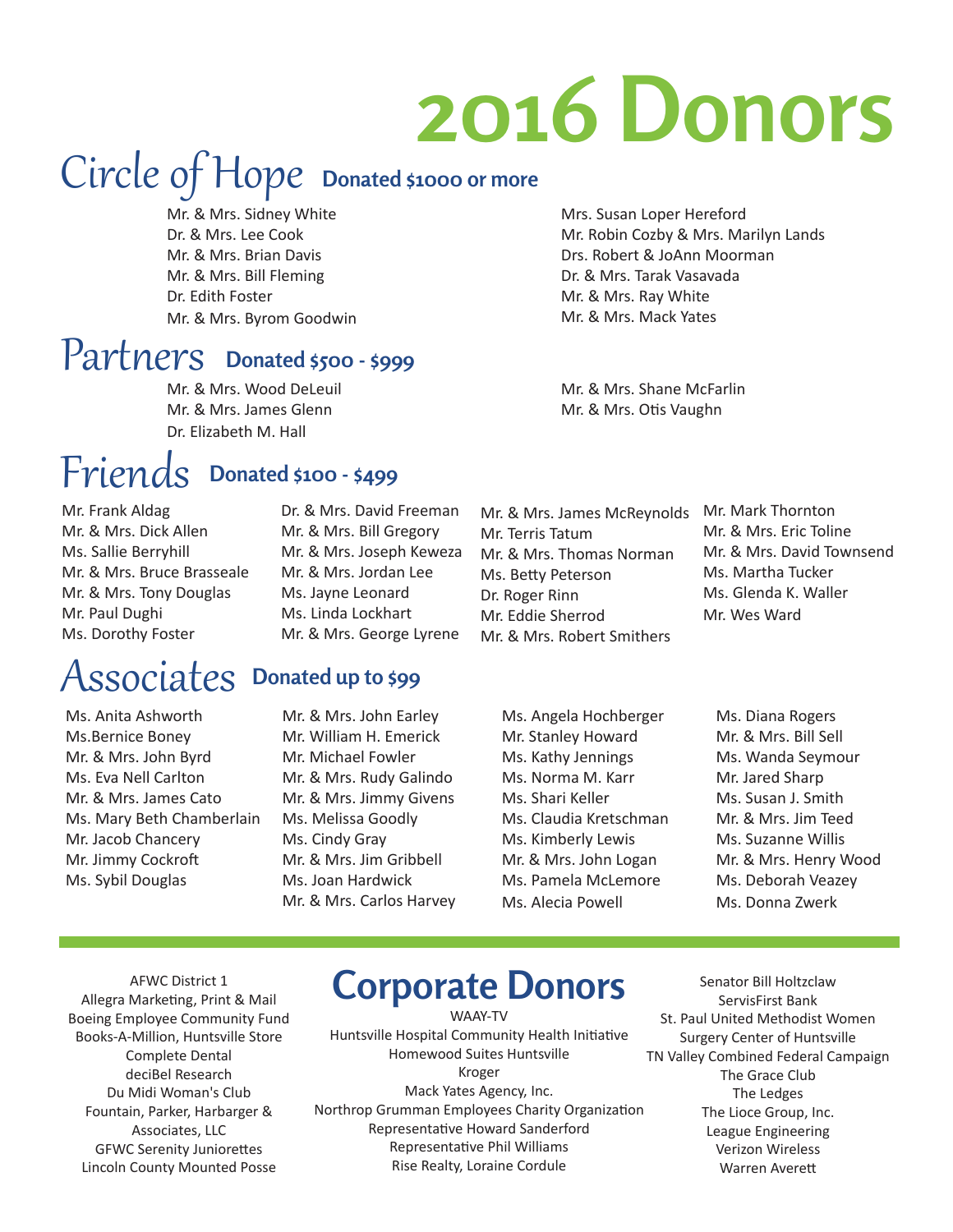# 2016 Donors

## Circle of Hope **Donated $1000 or more**

Mr. & Mrs. Sidney White
Dr. & Mrs. Lee Cook
Mr. & Mrs. Brian Davis
Mr. & Mrs. Bill Fleming
Dr. Edith Foster
Mr. & Mrs. Byrom Goodwin
Mrs. Susan Loper Hereford
Mr. Robin Cozby & Mrs. Marilyn Lands
Drs. Robert & JoAnn Moorman
Dr. & Mrs. Tarak Vasavada
Mr. & Mrs. Ray White
Mr. & Mrs. Mack Yates

## Partners **Donated $500 - $999**

Mr. & Mrs. Wood DeLeuil
Mr. & Mrs. James Glenn
Dr. Elizabeth M. Hall
Mr. & Mrs. Shane McFarlin
Mr. & Mrs. Otis Vaughn

## Friends **Donated $100 - $499**

Mr. Frank Aldag
Mr. & Mrs. Dick Allen
Ms. Sallie Berryhill
Mr. & Mrs. Bruce Brasseale
Mr. & Mrs. Tony Douglas
Mr. Paul Dughi
Ms. Dorothy Foster
Dr. & Mrs. David Freeman
Mr. & Mrs. Bill Gregory
Mr. & Mrs. Joseph Keweza
Mr. & Mrs. Jordan Lee
Ms. Jayne Leonard
Ms. Linda Lockhart
Mr. & Mrs. George Lyrene
Mr. & Mrs. James McReynolds
Mr. Terris Tatum
Mr. & Mrs. Thomas Norman
Ms. Betty Peterson
Dr. Roger Rinn
Mr. Eddie Sherrod
Mr. & Mrs. Robert Smithers
Mr. Mark Thornton
Mr. & Mrs. Eric Toline
Mr. & Mrs. David Townsend
Ms. Martha Tucker
Ms. Glenda K. Waller
Mr. Wes Ward

## Associates **Donated up to $99**

Ms. Anita Ashworth
Ms.Bernice Boney
Mr. & Mrs. John Byrd
Ms. Eva Nell Carlton
Mr. & Mrs. James Cato
Ms. Mary Beth Chamberlain
Mr. Jacob Chancery
Mr. Jimmy Cockroft
Ms. Sybil Douglas
Mr. & Mrs. John Earley
Mr. William H. Emerick
Mr. Michael Fowler
Mr. & Mrs. Rudy Galindo
Mr. & Mrs. Jimmy Givens
Ms. Melissa Goodly
Ms. Cindy Gray
Mr. & Mrs. Jim Gribbell
Ms. Joan Hardwick
Mr. & Mrs. Carlos Harvey
Ms. Angela Hochberger
Mr. Stanley Howard
Ms. Kathy Jennings
Ms. Norma M. Karr
Ms. Shari Keller
Ms. Claudia Kretschman
Ms. Kimberly Lewis
Mr. & Mrs. John Logan
Ms. Pamela McLemore
Ms. Alecia Powell
Ms. Diana Rogers
Mr. & Mrs. Bill Sell
Ms. Wanda Seymour
Mr. Jared Sharp
Ms. Susan J. Smith
Mr. & Mrs. Jim Teed
Ms. Suzanne Willis
Mr. & Mrs. Henry Wood
Ms. Deborah Veazey
Ms. Donna Zwerk

## Corporate Donors

AFWC District 1
Allegra Marketing, Print & Mail
Boeing Employee Community Fund
Books-A-Million, Huntsville Store
Complete Dental
deciBel Research
Du Midi Woman's Club
Fountain, Parker, Harbarger & Associates, LLC
GFWC Serenity Juniorettes
Lincoln County Mounted Posse
WAAY-TV
Huntsville Hospital Community Health Initiative
Homewood Suites Huntsville
Kroger
Mack Yates Agency, Inc.
Northrop Grumman Employees Charity Organization
Representative Howard Sanderford
Representative Phil Williams
Rise Realty, Loraine Cordule
Senator Bill Holtzclaw
ServisFirst Bank
St. Paul United Methodist Women
Surgery Center of Huntsville
TN Valley Combined Federal Campaign
The Grace Club
The Ledges
The Lioce Group, Inc.
League Engineering
Verizon Wireless
Warren Averett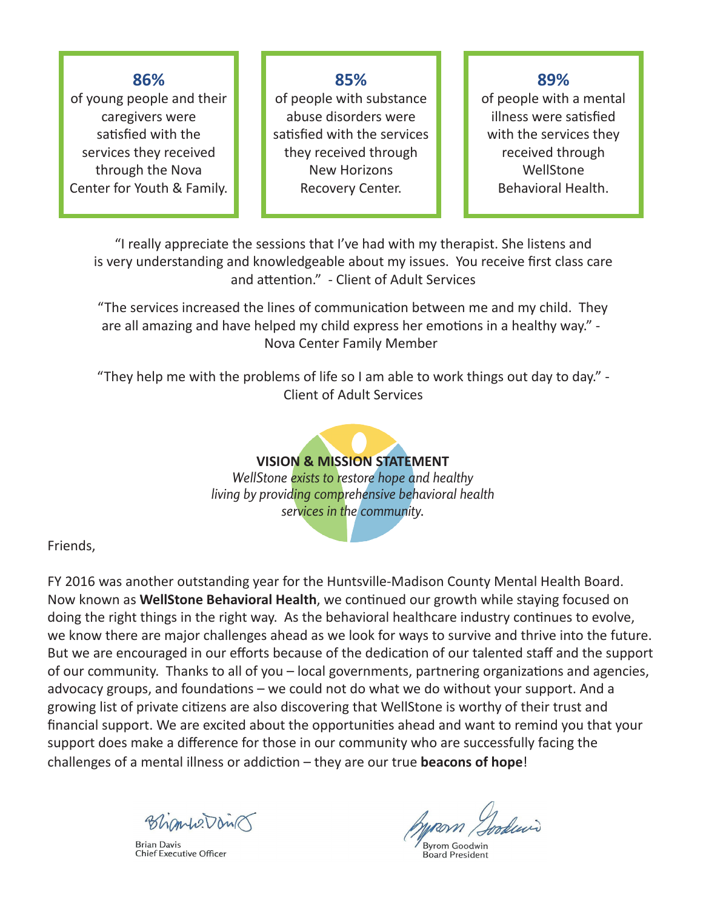**86%**
of young people and their caregivers were satisfied with the services they received through the Nova Center for Youth & Family.

**85%**
of people with substance abuse disorders were satisfied with the services they received through New Horizons Recovery Center.

**89%**
of people with a mental illness were satisfied with the services they received through WellStone Behavioral Health.

"I really appreciate the sessions that I've had with my therapist. She listens and is very understanding and knowledgeable about my issues. You receive first class care and attention." - Client of Adult Services

"The services increased the lines of communication between me and my child. They are all amazing and have helped my child express her emotions in a healthy way." - Nova Center Family Member

"They help me with the problems of life so I am able to work things out day to day." - Client of Adult Services

**VISION & MISSION STATEMENT**

*WellStone exists to restore hope and healthy living by providing comprehensive behavioral health services in the community.*

Friends,

FY 2016 was another outstanding year for the Huntsville-Madison County Mental Health Board. Now known as **WellStone Behavioral Health**, we continued our growth while staying focused on doing the right things in the right way. As the behavioral healthcare industry continues to evolve, we know there are major challenges ahead as we look for ways to survive and thrive into the future. But we are encouraged in our efforts because of the dedication of our talented staff and the support of our community. Thanks to all of you – local governments, partnering organizations and agencies, advocacy groups, and foundations – we could not do what we do without your support. And a growing list of private citizens are also discovering that WellStone is worthy of their trust and financial support. We are excited about the opportunities ahead and want to remind you that your support does make a difference for those in our community who are successfully facing the challenges of a mental illness or addiction – they are our true **beacons of hope**!

Brian Davis
Chief Executive Officer

Byrom Goodwin
Board President